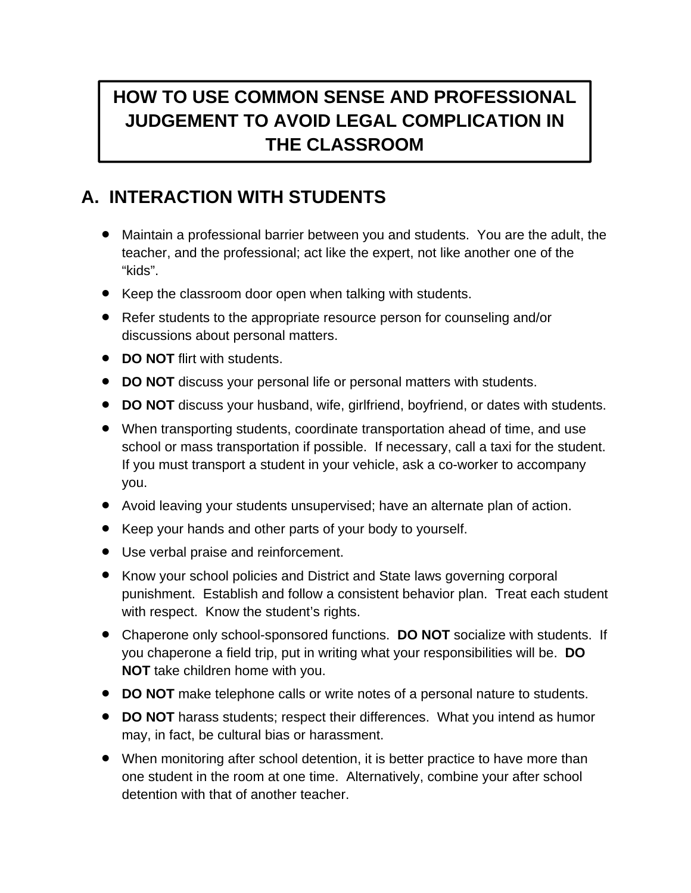# HOW TO USE COMMON SENSE AND PROFESSIONAL JUDGEMENT TO AVOID LEGAL COMPLICATION IN THE CLASSROOM

## A. INTERACTION WITH STUDENTS

- Maintain a professional barrier between you and students. You are the adult, the teacher, and the professional; act like the expert, not like another one of the "kids".
- Keep the classroom door open when talking with students.
- Refer students to the appropriate resource person for counseling and/or discussions about personal matters.
- **DO NOT** flirt with students.
- **DO NOT** discuss your personal life or personal matters with students.
- **DO NOT** discuss your husband, wife, girlfriend, boyfriend, or dates with students.
- When transporting students, coordinate transportation ahead of time, and use school or mass transportation if possible. If necessary, call a taxi for the student. If you must transport a student in your vehicle, ask a co-worker to accompany you.
- Avoid leaving your students unsupervised; have an alternate plan of action.
- Keep your hands and other parts of your body to yourself.
- Use verbal praise and reinforcement.
- Know your school policies and District and State laws governing corporal punishment. Establish and follow a consistent behavior plan. Treat each student with respect. Know the student's rights.
- Chaperone only school-sponsored functions. **DO NOT** socialize with students. If you chaperone a field trip, put in writing what your responsibilities will be. **DO NOT** take children home with you.
- **DO NOT** make telephone calls or write notes of a personal nature to students.
- **DO NOT** harass students; respect their differences. What you intend as humor may, in fact, be cultural bias or harassment.
- When monitoring after school detention, it is better practice to have more than one student in the room at one time. Alternatively, combine your after school detention with that of another teacher.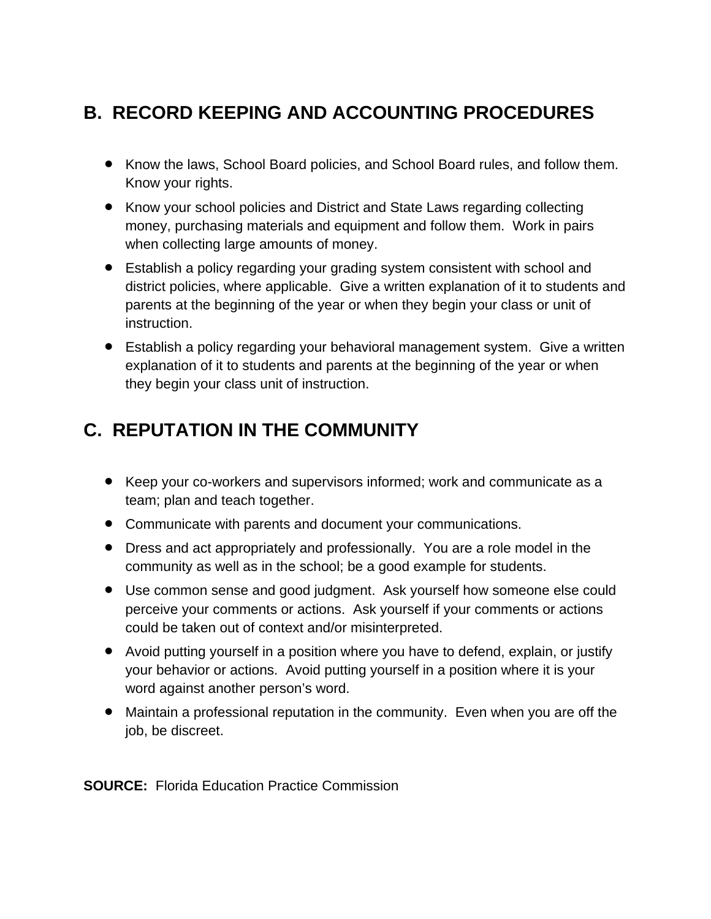## B. RECORD KEEPING AND ACCOUNTING PROCEDURES

- Know the laws, School Board policies, and School Board rules, and follow them. Know your rights.
- Know your school policies and District and State Laws regarding collecting money, purchasing materials and equipment and follow them. Work in pairs when collecting large amounts of money.
- Establish a policy regarding your grading system consistent with school and district policies, where applicable. Give a written explanation of it to students and parents at the beginning of the year or when they begin your class or unit of instruction.
- Establish a policy regarding your behavioral management system. Give a written explanation of it to students and parents at the beginning of the year or when they begin your class unit of instruction.

## C. REPUTATION IN THE COMMUNITY

- Keep your co-workers and supervisors informed; work and communicate as a team; plan and teach together.
- Communicate with parents and document your communications.
- Dress and act appropriately and professionally. You are a role model in the community as well as in the school; be a good example for students.
- Use common sense and good judgment. Ask yourself how someone else could perceive your comments or actions. Ask yourself if your comments or actions could be taken out of context and/or misinterpreted.
- Avoid putting yourself in a position where you have to defend, explain, or justify your behavior or actions. Avoid putting yourself in a position where it is your word against another person's word.
- Maintain a professional reputation in the community. Even when you are off the job, be discreet.

**SOURCE:** Florida Education Practice Commission